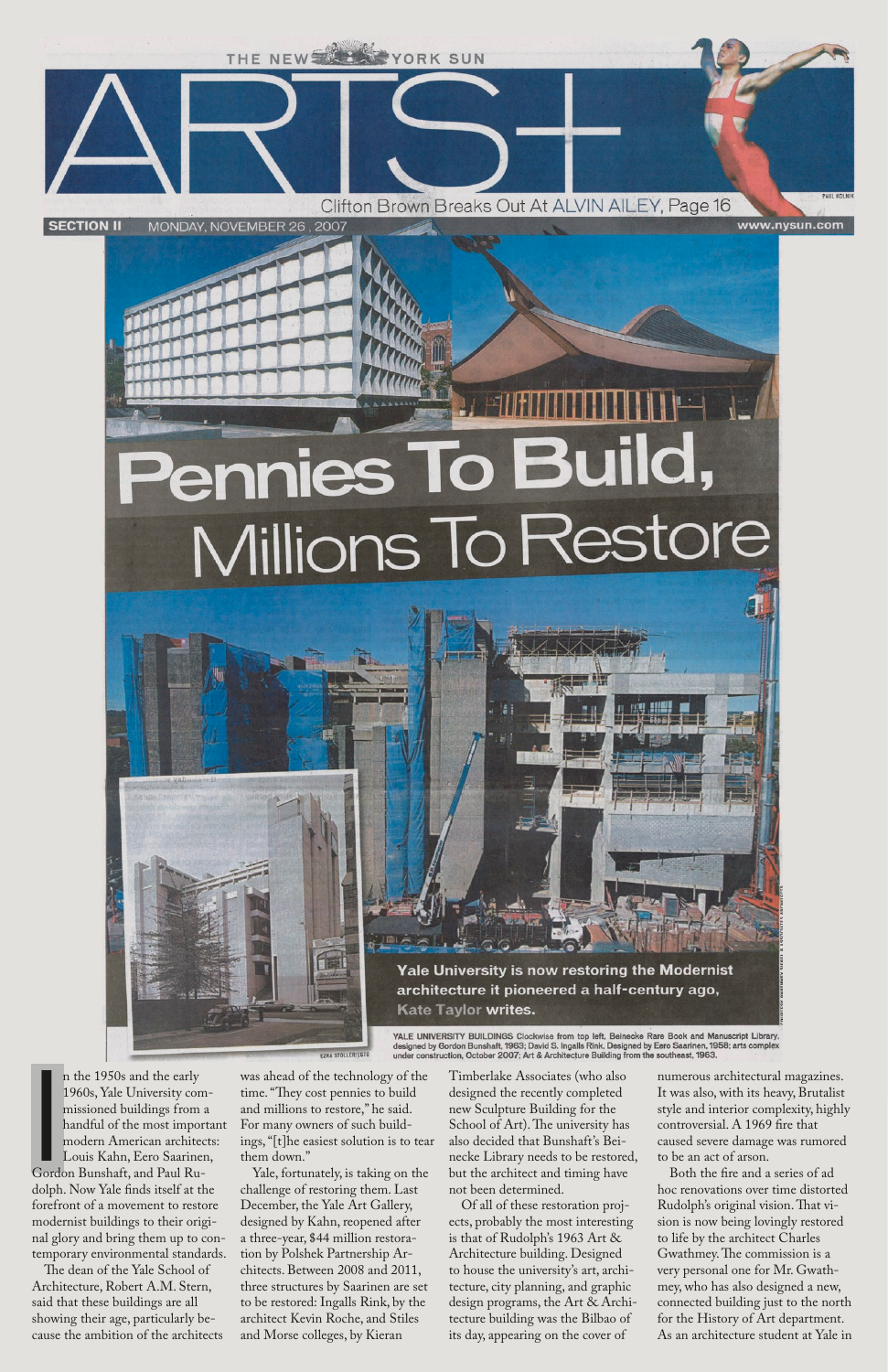THE NEW YORK SUN

# ARTS+

Clifton Brown Breaks Out At ALVIN AILEY, Page 16

SECTION II MONDAY, NOVEMBER 26, 2007 www.nysun.com

# Pennies To Build, Millions To Restore

**Yale University is now restoring the Modernist architecture it pioneered a half-century ago, Kate Taylor writes.**

YALE UNIVERSITY BUILDINGS Clockwise from top left, Beinecke Rare Book and Manuscript Library, designed by Gordon Bunshaft, 1963; David S. Ingalls Rink, Designed by Eero Saarinen, 1958; arts complex under construction, October 2007; Art & Architecture Building from the southeast, 1963.

In the 1950s and the early 1960s, Yale University commissioned buildings from a handful of the most important modern American architects: Louis Kahn, Eero Saarinen, Gordon Bunshaft, and Paul Rudolph. Now Yale finds itself at the forefront of a movement to restore modernist buildings to their original glory and bring them up to contemporary environmental standards.

The dean of the Yale School of Architecture, Robert A.M. Stern, said that these buildings are all showing their age, particularly because the ambition of the architects was ahead of the technology of the time. "They cost pennies to build and millions to restore," he said. For many owners of such buildings, "[t]he easiest solution is to tear them down."

Yale, fortunately, is taking on the challenge of restoring them. Last December, the Yale Art Gallery, designed by Kahn, reopened after a three-year, $44 million restoration by Polshek Partnership Architects. Between 2008 and 2011, three structures by Saarinen are set to be restored: Ingalls Rink, by the architect Kevin Roche, and Stiles and Morse colleges, by Kieran Timberlake Associates (who also designed the recently completed new Sculpture Building for the School of Art). The university has also decided that Bunshaft's Beinecke Library needs to be restored, but the architect and timing have not been determined.

Of all of these restoration projects, probably the most interesting is that of Rudolph's 1963 Art & Architecture building. Designed to house the university's art, architecture, city planning, and graphic design programs, the Art & Architecture building was the Bilbao of its day, appearing on the cover of numerous architectural magazines. It was also, with its heavy, Brutalist style and interior complexity, highly controversial. A 1969 fire that caused severe damage was rumored to be an act of arson.

Both the fire and a series of ad hoc renovations over time distorted Rudolph's original vision. That vision is now being lovingly restored to life by the architect Charles Gwathmey. The commission is a very personal one for Mr. Gwathmey, who has also designed a new, connected building just to the north for the History of Art department. As an architecture student at Yale in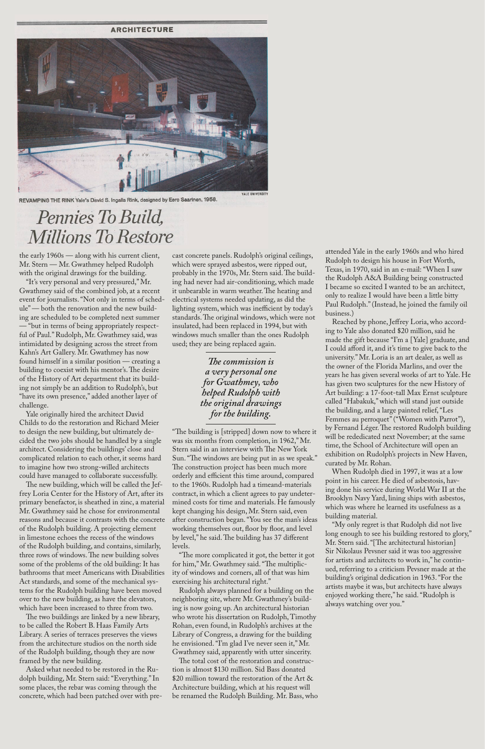ARCHITECTURE

REVAMPING THE RINK Yale's David S. Ingalls Rink, designed by Eero Saarinen, 1958.

YALE UNIVERSITY

# Pennies To Build, Millions To Restore

the early 1960s — along with his current client, Mr. Stern — Mr. Gwathmey helped Rudolph with the original drawings for the building.

"It's very personal and very pressured," Mr. Gwathmey said of the combined job, at a recent event for journalists. "Not only in terms of schedule" — both the renovation and the new building are scheduled to be completed next summer — "but in terms of being appropriately respectful of Paul." Rudolph, Mr. Gwathmey said, was intimidated by designing across the street from Kahn's Art Gallery. Mr. Gwathmey has now found himself in a similar position — creating a building to coexist with his mentor's. The desire of the History of Art department that its building not simply be an addition to Rudolph's, but "have its own presence," added another layer of challenge.

Yale originally hired the architect David Childs to do the restoration and Richard Meier to design the new building, but ultimately decided the two jobs should be handled by a single architect. Considering the buildings' close and complicated relation to each other, it seems hard to imagine how two strong-willed architects could have managed to collaborate successfully.

The new building, which will be called the Jeffrey Loria Center for the History of Art, after its primary benefactor, is sheathed in zinc, a material Mr. Gwathmey said he chose for environmental reasons and because it contrasts with the concrete of the Rudolph building. A projecting element in limestone echoes the recess of the windows of the Rudolph building, and contains, similarly, three rows of windows. The new building solves some of the problems of the old building: It has bathrooms that meet Americans with Disabilities Act standards, and some of the mechanical systems for the Rudolph building have been moved over to the new building, as have the elevators, which have been increased to three from two.

The two buildings are linked by a new library, to be called the Robert B. Haas Family Arts Library. A series of terraces preserves the views from the architecture studios on the north side of the Rudolph building, though they are now framed by the new building.

Asked what needed to be restored in the Rudolph building, Mr. Stern said: "Everything." In some places, the rebar was coming through the concrete, which had been patched over with precast concrete panels. Rudolph's original ceilings, which were sprayed asbestos, were ripped out, probably in the 1970s, Mr. Stern said. The building had never had air-conditioning, which made it unbearable in warm weather. The heating and electrical systems needed updating, as did the lighting system, which was inefficient by today's standards. The original windows, which were not insulated, had been replaced in 1994, but with windows much smaller than the ones Rudolph used; they are being replaced again.

> *The commission is a very personal one for Gwathmey, who helped Rudolph with the original drawings for the building.*

"The building is [stripped] down now to where it was six months from completion, in 1962," Mr. Stern said in an interview with The New York Sun. "The windows are being put in as we speak." The construction project has been much more orderly and efficient this time around, compared to the 1960s. Rudolph had a timeand-materials contract, in which a client agrees to pay undetermined costs for time and materials. He famously kept changing his design, Mr. Stern said, even after construction began. "You see the man's ideas working themselves out, floor by floor, and level by level," he said. The building has 37 different levels.

"The more complicated it got, the better it got for him," Mr. Gwathmey said. "The multiplicity of windows and corners, all of that was him exercising his architectural right."

Rudolph always planned for a building on the neighboring site, where Mr. Gwathmey's building is now going up. An architectural historian who wrote his dissertation on Rudolph, Timothy Rohan, even found, in Rudolph's archives at the Library of Congress, a drawing for the building he envisioned. "I'm glad I've never seen it," Mr. Gwathmey said, apparently with utter sincerity.

The total cost of the restoration and construction is almost $130 million. Sid Bass donated $20 million toward the restoration of the Art & Architecture building, which at his request will be renamed the Rudolph Building. Mr. Bass, who attended Yale in the early 1960s and who hired Rudolph to design his house in Fort Worth, Texas, in 1970, said in an e-mail: "When I saw the Rudolph A&A Building being constructed I became so excited I wanted to be an architect, only to realize I would have been a little bitty Paul Rudolph." (Instead, he joined the family oil business.)

Reached by phone, Jeffrey Loria, who according to Yale also donated $20 million, said he made the gift because "I'm a [Yale] graduate, and I could afford it, and it's time to give back to the university." Mr. Loria is an art dealer, as well as the owner of the Florida Marlins, and over the years he has given several works of art to Yale. He has given two sculptures for the new History of Art building: a 17-foot-tall Max Ernst sculpture called "Habakuk," which will stand just outside the building, and a large painted relief, "Les Femmes au perroquet" ("Women with Parrot"), by Fernand Léger. The restored Rudolph building will be rededicated next November; at the same time, the School of Architecture will open an exhibition on Rudolph's projects in New Haven, curated by Mr. Rohan.

When Rudolph died in 1997, it was at a low point in his career. He died of asbestosis, having done his service during World War II at the Brooklyn Navy Yard, lining ships with asbestos, which was where he learned its usefulness as a building material.

"My only regret is that Rudolph did not live long enough to see his building restored to glory," Mr. Stern said. "[The architectural historian] Sir Nikolaus Pevsner said it was too aggressive for artists and architects to work in," he continued, referring to a criticism Pevsner made at the building's original dedication in 1963. "For the artists maybe it was, but architects have always enjoyed working there," he said. "Rudolph is always watching over you."